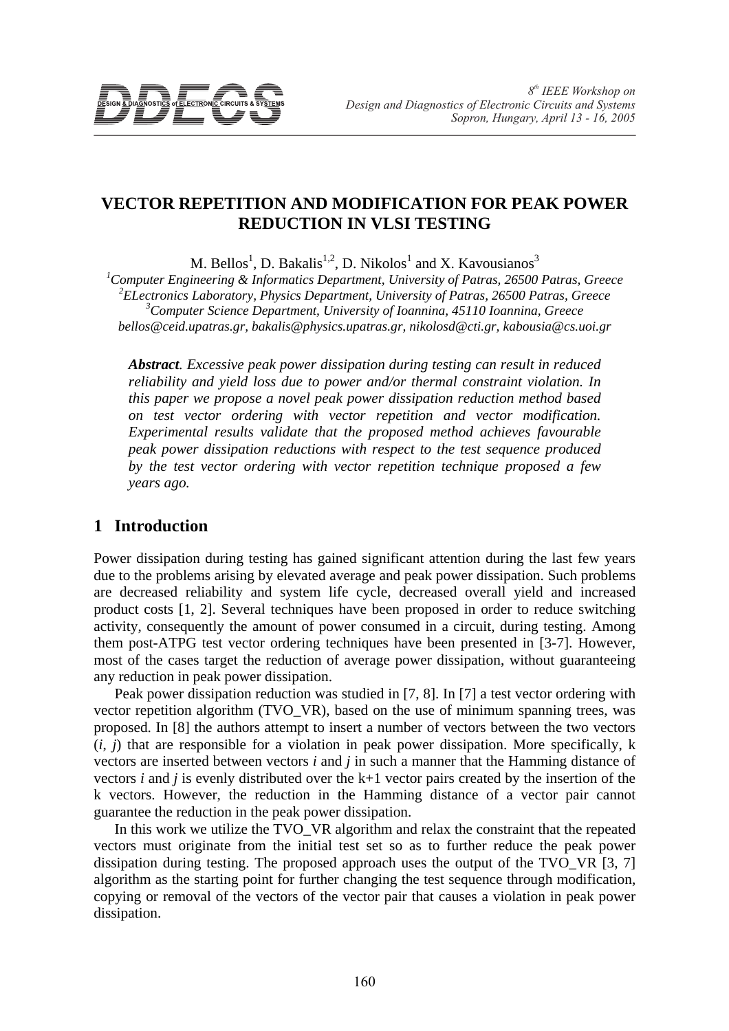# VECTOR REPETITION AND MODIFICATION FOR PEAK POWER REDUCTION IN VLSI TESTING

M. Bellos[1], D. Bakalis[1,2], D. Nikolos[1] and X. Kavousianos[3]

[1]*Computer Engineering & Informatics Department, University of Patras, 26500 Patras, Greece*
[2]*ELectronics Laboratory, Physics Department, University of Patras, 26500 Patras, Greece*
[3]*Computer Science Department, University of Ioannina, 45110 Ioannina, Greece*
*bellos@ceid.upatras.gr, bakalis@physics.upatras.gr, nikolosd@cti.gr, kabousia@cs.uoi.gr*

***Abstract**. Excessive peak power dissipation during testing can result in reduced reliability and yield loss due to power and/or thermal constraint violation. In this paper we propose a novel peak power dissipation reduction method based on test vector ordering with vector repetition and vector modification. Experimental results validate that the proposed method achieves favourable peak power dissipation reductions with respect to the test sequence produced by the test vector ordering with vector repetition technique proposed a few years ago.*

## 1 Introduction

Power dissipation during testing has gained significant attention during the last few years due to the problems arising by elevated average and peak power dissipation. Such problems are decreased reliability and system life cycle, decreased overall yield and increased product costs [1, 2]. Several techniques have been proposed in order to reduce switching activity, consequently the amount of power consumed in a circuit, during testing. Among them post-ATPG test vector ordering techniques have been presented in [3-7]. However, most of the cases target the reduction of average power dissipation, without guaranteeing any reduction in peak power dissipation.

Peak power dissipation reduction was studied in [7, 8]. In [7] a test vector ordering with vector repetition algorithm (TVO_VR), based on the use of minimum spanning trees, was proposed. In [8] the authors attempt to insert a number of vectors between the two vectors (*i*, *j*) that are responsible for a violation in peak power dissipation. More specifically, k vectors are inserted between vectors *i* and *j* in such a manner that the Hamming distance of vectors *i* and *j* is evenly distributed over the k+1 vector pairs created by the insertion of the k vectors. However, the reduction in the Hamming distance of a vector pair cannot guarantee the reduction in the peak power dissipation.

In this work we utilize the TVO_VR algorithm and relax the constraint that the repeated vectors must originate from the initial test set so as to further reduce the peak power dissipation during testing. The proposed approach uses the output of the TVO_VR [3, 7] algorithm as the starting point for further changing the test sequence through modification, copying or removal of the vectors of the vector pair that causes a violation in peak power dissipation.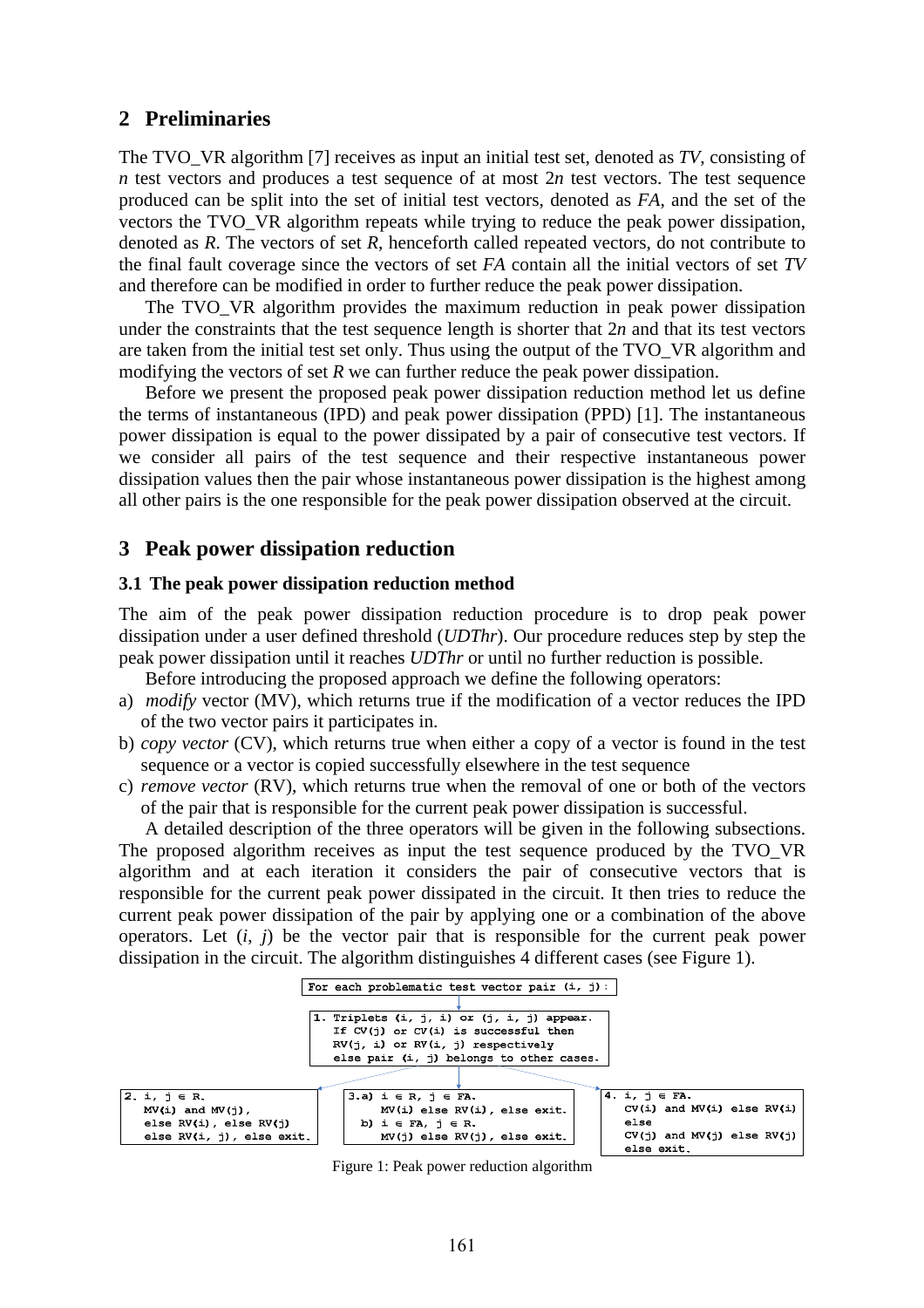## 2 Preliminaries

The TVO_VR algorithm [7] receives as input an initial test set, denoted as *TV*, consisting of *n* test vectors and produces a test sequence of at most 2*n* test vectors. The test sequence produced can be split into the set of initial test vectors, denoted as *FA*, and the set of the vectors the TVO_VR algorithm repeats while trying to reduce the peak power dissipation, denoted as *R*. The vectors of set *R*, henceforth called repeated vectors, do not contribute to the final fault coverage since the vectors of set *FA* contain all the initial vectors of set *TV* and therefore can be modified in order to further reduce the peak power dissipation.

The TVO_VR algorithm provides the maximum reduction in peak power dissipation under the constraints that the test sequence length is shorter that 2*n* and that its test vectors are taken from the initial test set only. Thus using the output of the TVO_VR algorithm and modifying the vectors of set *R* we can further reduce the peak power dissipation.

Before we present the proposed peak power dissipation reduction method let us define the terms of instantaneous (IPD) and peak power dissipation (PPD) [1]. The instantaneous power dissipation is equal to the power dissipated by a pair of consecutive test vectors. If we consider all pairs of the test sequence and their respective instantaneous power dissipation values then the pair whose instantaneous power dissipation is the highest among all other pairs is the one responsible for the peak power dissipation observed at the circuit.

## 3 Peak power dissipation reduction

### 3.1 The peak power dissipation reduction method

The aim of the peak power dissipation reduction procedure is to drop peak power dissipation under a user defined threshold (*UDThr*). Our procedure reduces step by step the peak power dissipation until it reaches *UDThr* or until no further reduction is possible.

Before introducing the proposed approach we define the following operators:

a) *modify* vector (MV), which returns true if the modification of a vector reduces the IPD of the two vector pairs it participates in.
b) *copy vector* (CV), which returns true when either a copy of a vector is found in the test sequence or a vector is copied successfully elsewhere in the test sequence
c) *remove vector* (RV), which returns true when the removal of one or both of the vectors of the pair that is responsible for the current peak power dissipation is successful.

A detailed description of the three operators will be given in the following subsections. The proposed algorithm receives as input the test sequence produced by the TVO_VR algorithm and at each iteration it considers the pair of consecutive vectors that is responsible for the current peak power dissipated in the circuit. It then tries to reduce the current peak power dissipation of the pair by applying one or a combination of the above operators. Let (*i*, *j*) be the vector pair that is responsible for the current peak power dissipation in the circuit. The algorithm distinguishes 4 different cases (see Figure 1).

```
For each problematic test vector pair (i, j):

1. Triplets (i, j, i) or (j, i, j) appear.
   If CV(j) or CV(i) is successful then
   RV(j, i) or RV(i, j) respectively
   else pair (i, j) belongs to other cases.

2. i, j ∈ R.
   MV(i) and MV(j),
   else RV(i), else RV(j)
   else RV(i, j), else exit.

3.a) i ∈ R, j ∈ FA.
     MV(i) else RV(i), else exit.
  b) i ∈ FA, j ∈ R.
     MV(j) else RV(j), else exit.

4. i, j ∈ FA.
   CV(i) and MV(i) else RV(i)
   else
   CV(j) and MV(j) else RV(j)
   else exit.
```

Figure 1: Peak power reduction algorithm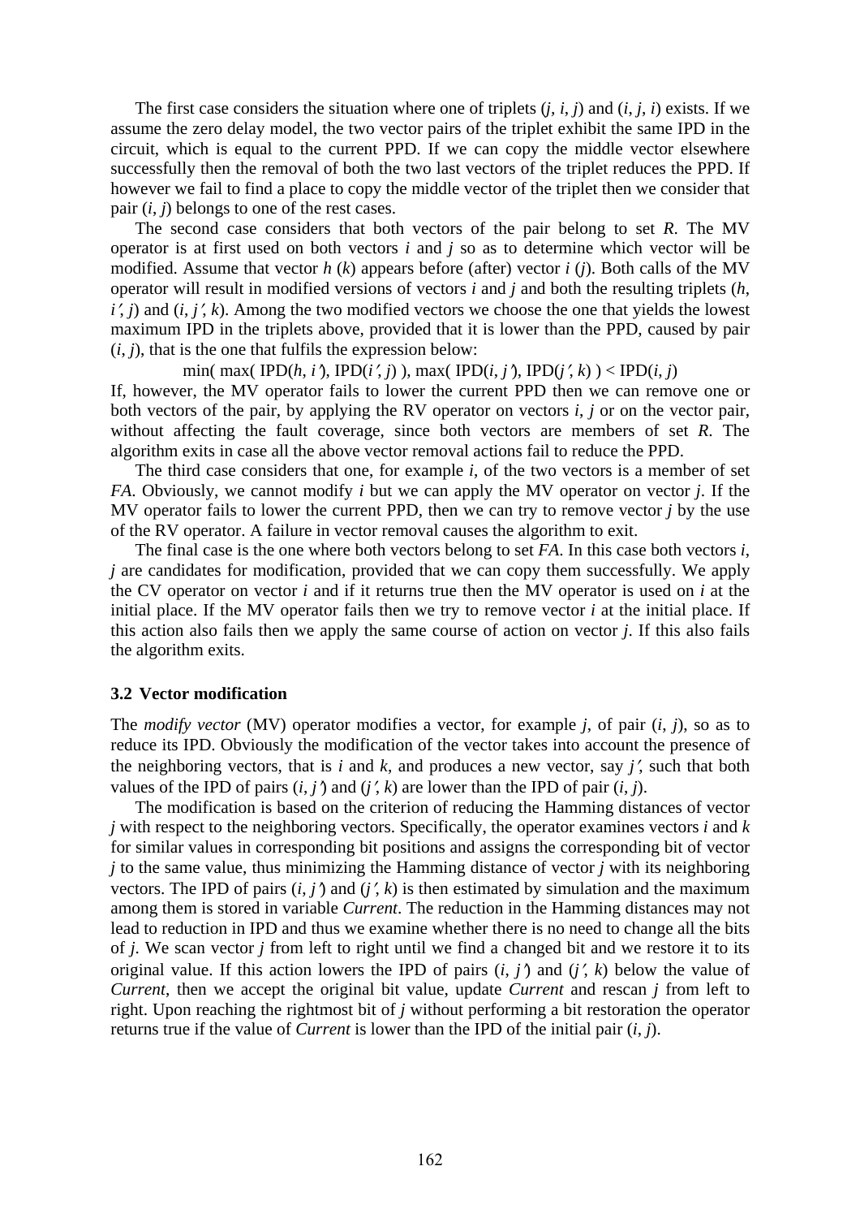The first case considers the situation where one of triplets ($j$, $i$, $j$) and ($i$, $j$, $i$) exists. If we assume the zero delay model, the two vector pairs of the triplet exhibit the same IPD in the circuit, which is equal to the current PPD. If we can copy the middle vector elsewhere successfully then the removal of both the two last vectors of the triplet reduces the PPD. If however we fail to find a place to copy the middle vector of the triplet then we consider that pair ($i$, $j$) belongs to one of the rest cases.

The second case considers that both vectors of the pair belong to set $R$. The MV operator is at first used on both vectors $i$ and $j$ so as to determine which vector will be modified. Assume that vector $h$ ($k$) appears before (after) vector $i$ ($j$). Both calls of the MV operator will result in modified versions of vectors $i$ and $j$ and both the resulting triplets ($h$, $i'$, $j$) and ($i$, $j'$, $k$). Among the two modified vectors we choose the one that yields the lowest maximum IPD in the triplets above, provided that it is lower than the PPD, caused by pair ($i$, $j$), that is the one that fulfils the expression below:

$$\min(\ \max(\ \text{IPD}(h, i'), \text{IPD}(i', j)\ ),\ \max(\ \text{IPD}(i, j'), \text{IPD}(j', k)\ ) < \text{IPD}(i, j)$$

If, however, the MV operator fails to lower the current PPD then we can remove one or both vectors of the pair, by applying the RV operator on vectors $i$, $j$ or on the vector pair, without affecting the fault coverage, since both vectors are members of set $R$. The algorithm exits in case all the above vector removal actions fail to reduce the PPD.

The third case considers that one, for example $i$, of the two vectors is a member of set $FA$. Obviously, we cannot modify $i$ but we can apply the MV operator on vector $j$. If the MV operator fails to lower the current PPD, then we can try to remove vector $j$ by the use of the RV operator. A failure in vector removal causes the algorithm to exit.

The final case is the one where both vectors belong to set $FA$. In this case both vectors $i$, $j$ are candidates for modification, provided that we can copy them successfully. We apply the CV operator on vector $i$ and if it returns true then the MV operator is used on $i$ at the initial place. If the MV operator fails then we try to remove vector $i$ at the initial place. If this action also fails then we apply the same course of action on vector $j$. If this also fails the algorithm exits.

### 3.2 Vector modification

The *modify vector* (MV) operator modifies a vector, for example $j$, of pair ($i$, $j$), so as to reduce its IPD. Obviously the modification of the vector takes into account the presence of the neighboring vectors, that is $i$ and $k$, and produces a new vector, say $j'$, such that both values of the IPD of pairs ($i$, $j'$) and ($j'$, $k$) are lower than the IPD of pair ($i$, $j$).

The modification is based on the criterion of reducing the Hamming distances of vector $j$ with respect to the neighboring vectors. Specifically, the operator examines vectors $i$ and $k$ for similar values in corresponding bit positions and assigns the corresponding bit of vector $j$ to the same value, thus minimizing the Hamming distance of vector $j$ with its neighboring vectors. The IPD of pairs ($i$, $j'$) and ($j'$, $k$) is then estimated by simulation and the maximum among them is stored in variable *Current*. The reduction in the Hamming distances may not lead to reduction in IPD and thus we examine whether there is no need to change all the bits of $j$. We scan vector $j$ from left to right until we find a changed bit and we restore it to its original value. If this action lowers the IPD of pairs ($i$, $j'$) and ($j'$, $k$) below the value of *Current*, then we accept the original bit value, update *Current* and rescan $j$ from left to right. Upon reaching the rightmost bit of $j$ without performing a bit restoration the operator returns true if the value of *Current* is lower than the IPD of the initial pair ($i$, $j$).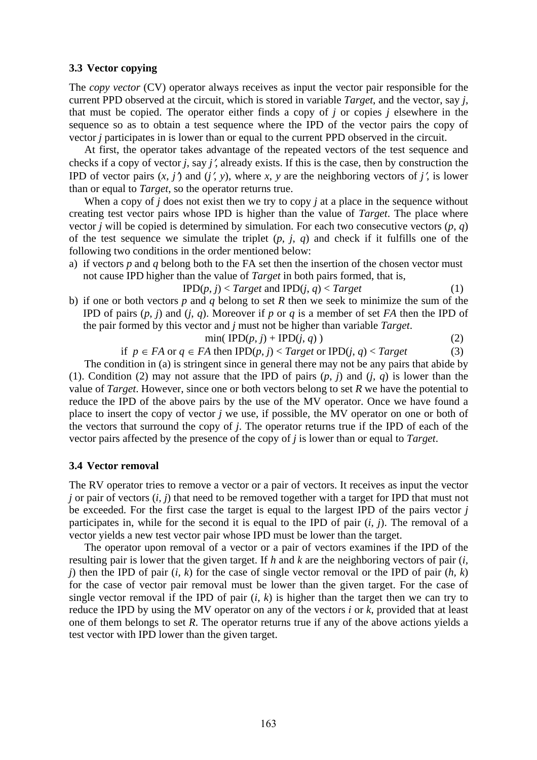### 3.3 Vector copying

The *copy vector* (CV) operator always receives as input the vector pair responsible for the current PPD observed at the circuit, which is stored in variable *Target*, and the vector, say $j$, that must be copied. The operator either finds a copy of $j$ or copies $j$ elsewhere in the sequence so as to obtain a test sequence where the IPD of the vector pairs the copy of vector $j$ participates in is lower than or equal to the current PPD observed in the circuit.

At first, the operator takes advantage of the repeated vectors of the test sequence and checks if a copy of vector $j$, say $j'$, already exists. If this is the case, then by construction the IPD of vector pairs $(x, j')$ and $(j', y)$, where $x$, $y$ are the neighboring vectors of $j'$, is lower than or equal to *Target*, so the operator returns true.

When a copy of $j$ does not exist then we try to copy $j$ at a place in the sequence without creating test vector pairs whose IPD is higher than the value of *Target*. The place where vector $j$ will be copied is determined by simulation. For each two consecutive vectors $(p, q)$ of the test sequence we simulate the triplet $(p, j, q)$ and check if it fulfills one of the following two conditions in the order mentioned below:

a) if vectors $p$ and $q$ belong both to the FA set then the insertion of the chosen vector must not cause IPD higher than the value of *Target* in both pairs formed, that is,

$$\text{IPD}(p, j) < \mathit{Target} \text{ and } \text{IPD}(j, q) < \mathit{Target} \tag{1}$$

b) if one or both vectors $p$ and $q$ belong to set $R$ then we seek to minimize the sum of the IPD of pairs $(p, j)$ and $(j, q)$. Moreover if $p$ or $q$ is a member of set $FA$ then the IPD of the pair formed by this vector and $j$ must not be higher than variable *Target*.

$$\min(\, \text{IPD}(p, j) + \text{IPD}(j, q)\, ) \tag{2}$$

$$\text{if } p \in FA \text{ or } q \in FA \text{ then } \text{IPD}(p, j) < \mathit{Target} \text{ or } \text{IPD}(j, q) < \mathit{Target} \tag{3}$$

The condition in (a) is stringent since in general there may not be any pairs that abide by (1). Condition (2) may not assure that the IPD of pairs $(p, j)$ and $(j, q)$ is lower than the value of *Target*. However, since one or both vectors belong to set $R$ we have the potential to reduce the IPD of the above pairs by the use of the MV operator. Once we have found a place to insert the copy of vector $j$ we use, if possible, the MV operator on one or both of the vectors that surround the copy of $j$. The operator returns true if the IPD of each of the vector pairs affected by the presence of the copy of $j$ is lower than or equal to *Target*.

### 3.4 Vector removal

The RV operator tries to remove a vector or a pair of vectors. It receives as input the vector $j$ or pair of vectors $(i, j)$ that need to be removed together with a target for IPD that must not be exceeded. For the first case the target is equal to the largest IPD of the pairs vector $j$ participates in, while for the second it is equal to the IPD of pair $(i, j)$. The removal of a vector yields a new test vector pair whose IPD must be lower than the target.

The operator upon removal of a vector or a pair of vectors examines if the IPD of the resulting pair is lower that the given target. If $h$ and $k$ are the neighboring vectors of pair $(i, j)$ then the IPD of pair $(i, k)$ for the case of single vector removal or the IPD of pair $(h, k)$ for the case of vector pair removal must be lower than the given target. For the case of single vector removal if the IPD of pair $(i, k)$ is higher than the target then we can try to reduce the IPD by using the MV operator on any of the vectors $i$ or $k$, provided that at least one of them belongs to set $R$. The operator returns true if any of the above actions yields a test vector with IPD lower than the given target.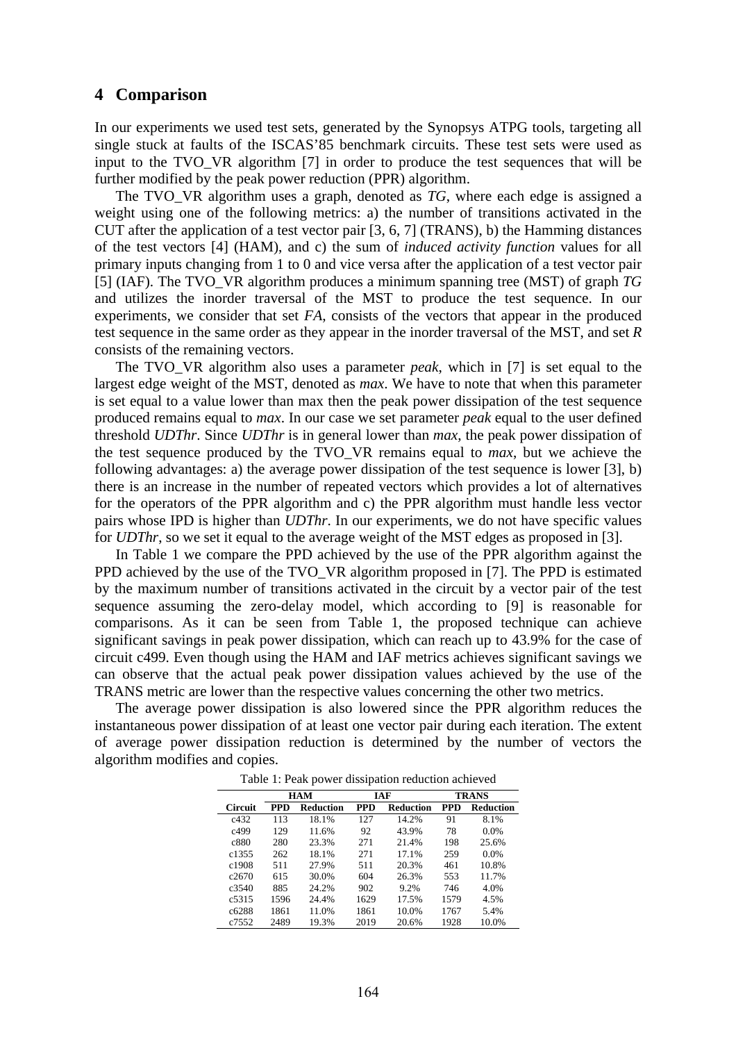## 4 Comparison

In our experiments we used test sets, generated by the Synopsys ATPG tools, targeting all single stuck at faults of the ISCAS'85 benchmark circuits. These test sets were used as input to the TVO_VR algorithm [7] in order to produce the test sequences that will be further modified by the peak power reduction (PPR) algorithm.

The TVO_VR algorithm uses a graph, denoted as *TG*, where each edge is assigned a weight using one of the following metrics: a) the number of transitions activated in the CUT after the application of a test vector pair [3, 6, 7] (TRANS), b) the Hamming distances of the test vectors [4] (HAM), and c) the sum of *induced activity function* values for all primary inputs changing from 1 to 0 and vice versa after the application of a test vector pair [5] (IAF). The TVO_VR algorithm produces a minimum spanning tree (MST) of graph *TG* and utilizes the inorder traversal of the MST to produce the test sequence. In our experiments, we consider that set *FA*, consists of the vectors that appear in the produced test sequence in the same order as they appear in the inorder traversal of the MST, and set *R* consists of the remaining vectors.

The TVO_VR algorithm also uses a parameter *peak*, which in [7] is set equal to the largest edge weight of the MST, denoted as *max*. We have to note that when this parameter is set equal to a value lower than max then the peak power dissipation of the test sequence produced remains equal to *max*. In our case we set parameter *peak* equal to the user defined threshold *UDThr*. Since *UDThr* is in general lower than *max*, the peak power dissipation of the test sequence produced by the TVO_VR remains equal to *max*, but we achieve the following advantages: a) the average power dissipation of the test sequence is lower [3], b) there is an increase in the number of repeated vectors which provides a lot of alternatives for the operators of the PPR algorithm and c) the PPR algorithm must handle less vector pairs whose IPD is higher than *UDThr*. In our experiments, we do not have specific values for *UDThr*, so we set it equal to the average weight of the MST edges as proposed in [3].

In Table 1 we compare the PPD achieved by the use of the PPR algorithm against the PPD achieved by the use of the TVO_VR algorithm proposed in [7]. The PPD is estimated by the maximum number of transitions activated in the circuit by a vector pair of the test sequence assuming the zero-delay model, which according to [9] is reasonable for comparisons. As it can be seen from Table 1, the proposed technique can achieve significant savings in peak power dissipation, which can reach up to 43.9% for the case of circuit c499. Even though using the HAM and IAF metrics achieves significant savings we can observe that the actual peak power dissipation values achieved by the use of the TRANS metric are lower than the respective values concerning the other two metrics.

The average power dissipation is also lowered since the PPR algorithm reduces the instantaneous power dissipation of at least one vector pair during each iteration. The extent of average power dissipation reduction is determined by the number of vectors the algorithm modifies and copies.

Table 1: Peak power dissipation reduction achieved

| | HAM | | IAF | | TRANS | |
|---|---|---|---|---|---|---|
| **Circuit** | **PPD** | **Reduction** | **PPD** | **Reduction** | **PPD** | **Reduction** |
| c432 | 113 | 18.1% | 127 | 14.2% | 91 | 8.1% |
| c499 | 129 | 11.6% | 92 | 43.9% | 78 | 0.0% |
| c880 | 280 | 23.3% | 271 | 21.4% | 198 | 25.6% |
| c1355 | 262 | 18.1% | 271 | 17.1% | 259 | 0.0% |
| c1908 | 511 | 27.9% | 511 | 20.3% | 461 | 10.8% |
| c2670 | 615 | 30.0% | 604 | 26.3% | 553 | 11.7% |
| c3540 | 885 | 24.2% | 902 | 9.2% | 746 | 4.0% |
| c5315 | 1596 | 24.4% | 1629 | 17.5% | 1579 | 4.5% |
| c6288 | 1861 | 11.0% | 1861 | 10.0% | 1767 | 5.4% |
| c7552 | 2489 | 19.3% | 2019 | 20.6% | 1928 | 10.0% |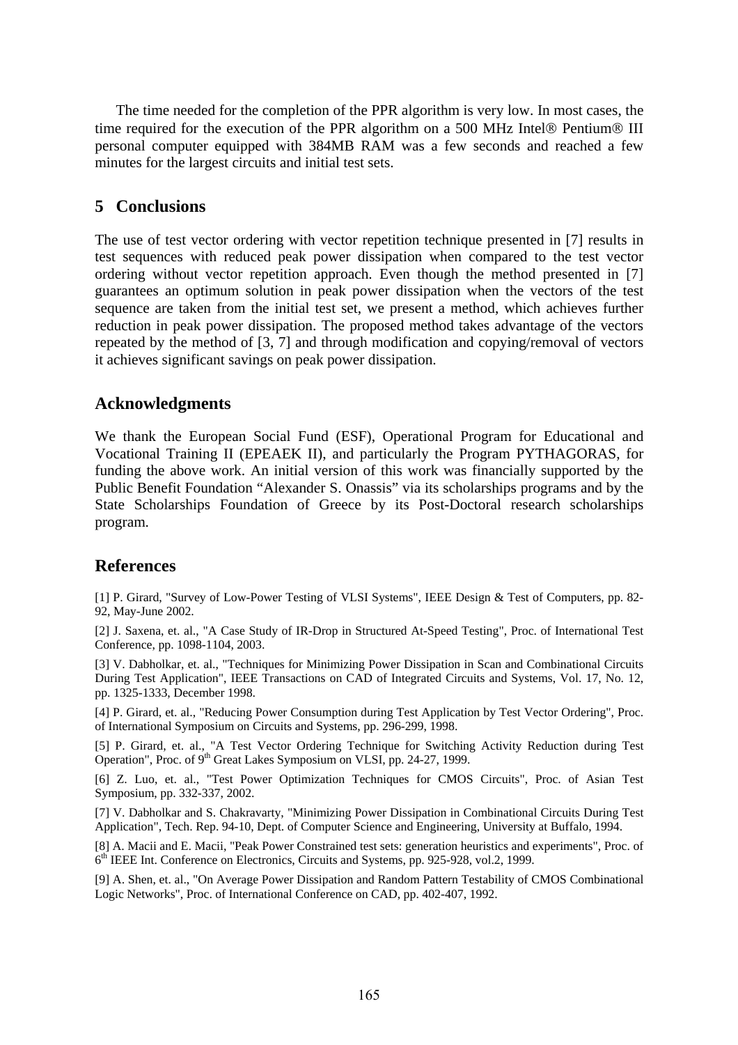The time needed for the completion of the PPR algorithm is very low. In most cases, the time required for the execution of the PPR algorithm on a 500 MHz Intel® Pentium® III personal computer equipped with 384MB RAM was a few seconds and reached a few minutes for the largest circuits and initial test sets.

## 5 Conclusions

The use of test vector ordering with vector repetition technique presented in [7] results in test sequences with reduced peak power dissipation when compared to the test vector ordering without vector repetition approach. Even though the method presented in [7] guarantees an optimum solution in peak power dissipation when the vectors of the test sequence are taken from the initial test set, we present a method, which achieves further reduction in peak power dissipation. The proposed method takes advantage of the vectors repeated by the method of [3, 7] and through modification and copying/removal of vectors it achieves significant savings on peak power dissipation.

## Acknowledgments

We thank the European Social Fund (ESF), Operational Program for Educational and Vocational Training II (EPEAEK II), and particularly the Program PYTHAGORAS, for funding the above work. An initial version of this work was financially supported by the Public Benefit Foundation "Alexander S. Onassis" via its scholarships programs and by the State Scholarships Foundation of Greece by its Post-Doctoral research scholarships program.

## References

[1] P. Girard, "Survey of Low-Power Testing of VLSI Systems", IEEE Design & Test of Computers, pp. 82-92, May-June 2002.

[2] J. Saxena, et. al., "A Case Study of IR-Drop in Structured At-Speed Testing", Proc. of International Test Conference, pp. 1098-1104, 2003.

[3] V. Dabholkar, et. al., "Techniques for Minimizing Power Dissipation in Scan and Combinational Circuits During Test Application", IEEE Transactions on CAD of Integrated Circuits and Systems, Vol. 17, No. 12, pp. 1325-1333, December 1998.

[4] P. Girard, et. al., "Reducing Power Consumption during Test Application by Test Vector Ordering", Proc. of International Symposium on Circuits and Systems, pp. 296-299, 1998.

[5] P. Girard, et. al., "A Test Vector Ordering Technique for Switching Activity Reduction during Test Operation", Proc. of 9th Great Lakes Symposium on VLSI, pp. 24-27, 1999.

[6] Z. Luo, et. al., "Test Power Optimization Techniques for CMOS Circuits", Proc. of Asian Test Symposium, pp. 332-337, 2002.

[7] V. Dabholkar and S. Chakravarty, "Minimizing Power Dissipation in Combinational Circuits During Test Application", Tech. Rep. 94-10, Dept. of Computer Science and Engineering, University at Buffalo, 1994.

[8] A. Macii and E. Macii, "Peak Power Constrained test sets: generation heuristics and experiments", Proc. of 6th IEEE Int. Conference on Electronics, Circuits and Systems, pp. 925-928, vol.2, 1999.

[9] A. Shen, et. al., "On Average Power Dissipation and Random Pattern Testability of CMOS Combinational Logic Networks", Proc. of International Conference on CAD, pp. 402-407, 1992.